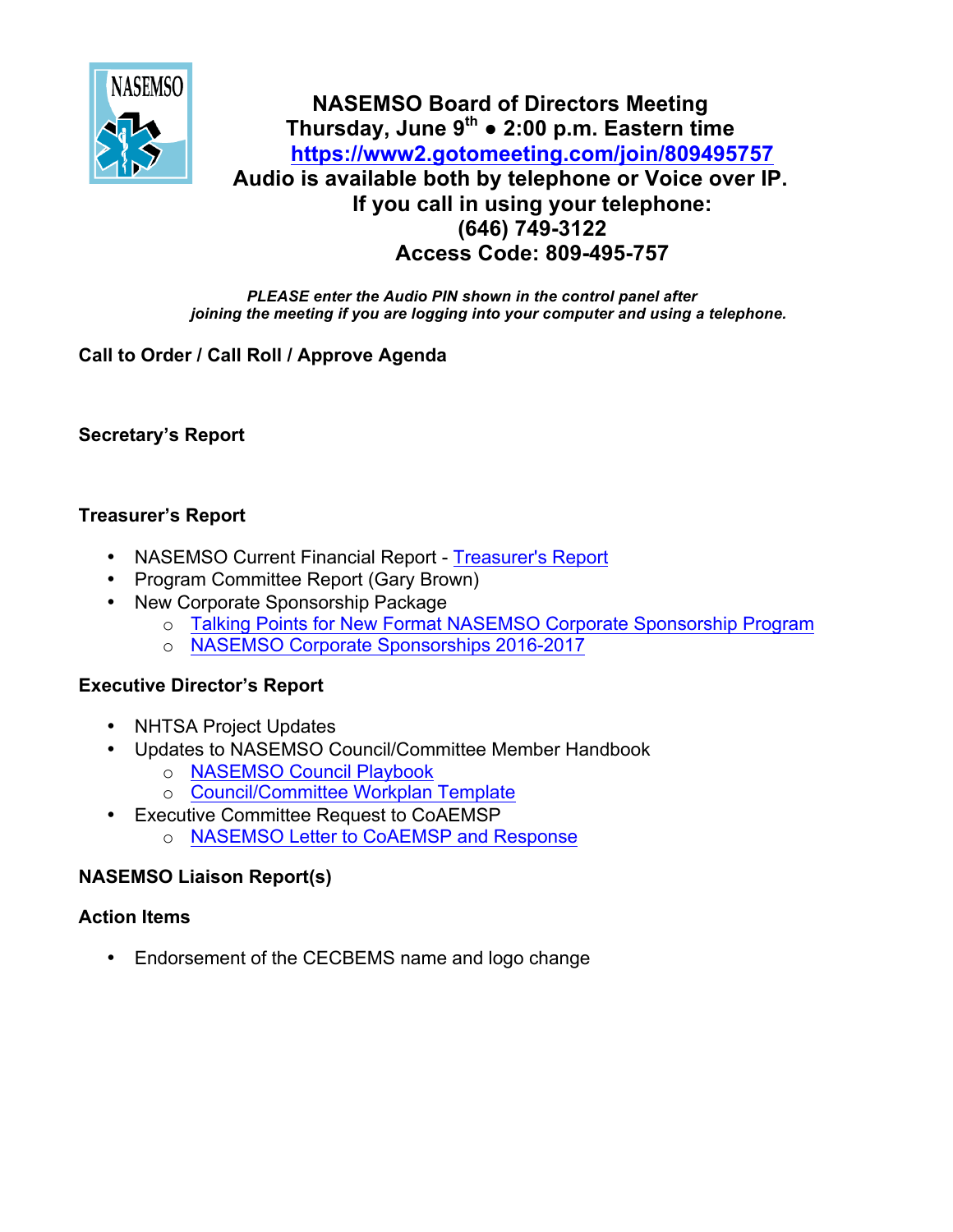# NASEMSO Board of Directors Meeting

**Thursday, June 9th • 2:00 p.m. Eastern time**

**https://www2.gotomeeting.com/join/809495757**

**Audio is available both by telephone or Voice over IP.**

**If you call in using your telephone:**

**(646) 749-3122**

**Access Code: 809-495-757**

***PLEASE enter the Audio PIN shown in the control panel after joining the meeting if you are logging into your computer and using a telephone.***

## Call to Order / Call Roll / Approve Agenda

## Secretary's Report

## Treasurer's Report

- NASEMSO Current Financial Report - Treasurer's Report
- Program Committee Report (Gary Brown)
- New Corporate Sponsorship Package
  - Talking Points for New Format NASEMSO Corporate Sponsorship Program
  - NASEMSO Corporate Sponsorships 2016-2017

## Executive Director's Report

- NHTSA Project Updates
- Updates to NASEMSO Council/Committee Member Handbook
  - NASEMSO Council Playbook
  - Council/Committee Workplan Template
- Executive Committee Request to CoAEMSP
  - NASEMSO Letter to CoAEMSP and Response

## NASEMSO Liaison Report(s)

## Action Items

- Endorsement of the CECBEMS name and logo change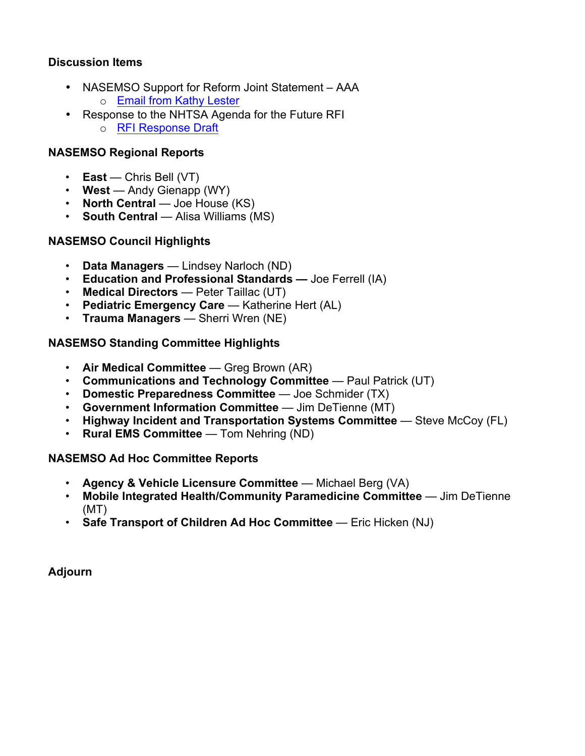**Discussion Items**

- NASEMSO Support for Reform Joint Statement – AAA
  - [Email from Kathy Lester]
- Response to the NHTSA Agenda for the Future RFI
  - [RFI Response Draft]

**NASEMSO Regional Reports**

- **East** — Chris Bell (VT)
- **West** — Andy Gienapp (WY)
- **North Central** — Joe House (KS)
- **South Central** — Alisa Williams (MS)

**NASEMSO Council Highlights**

- **Data Managers** — Lindsey Narloch (ND)
- **Education and Professional Standards —** Joe Ferrell (IA)
- **Medical Directors** — Peter Taillac (UT)
- **Pediatric Emergency Care** — Katherine Hert (AL)
- **Trauma Managers** — Sherri Wren (NE)

**NASEMSO Standing Committee Highlights**

- **Air Medical Committee** — Greg Brown (AR)
- **Communications and Technology Committee** — Paul Patrick (UT)
- **Domestic Preparedness Committee** — Joe Schmider (TX)
- **Government Information Committee** — Jim DeTienne (MT)
- **Highway Incident and Transportation Systems Committee** — Steve McCoy (FL)
- **Rural EMS Committee** — Tom Nehring (ND)

**NASEMSO Ad Hoc Committee Reports**

- **Agency & Vehicle Licensure Committee** — Michael Berg (VA)
- **Mobile Integrated Health/Community Paramedicine Committee** — Jim DeTienne (MT)
- **Safe Transport of Children Ad Hoc Committee** — Eric Hicken (NJ)

**Adjourn**